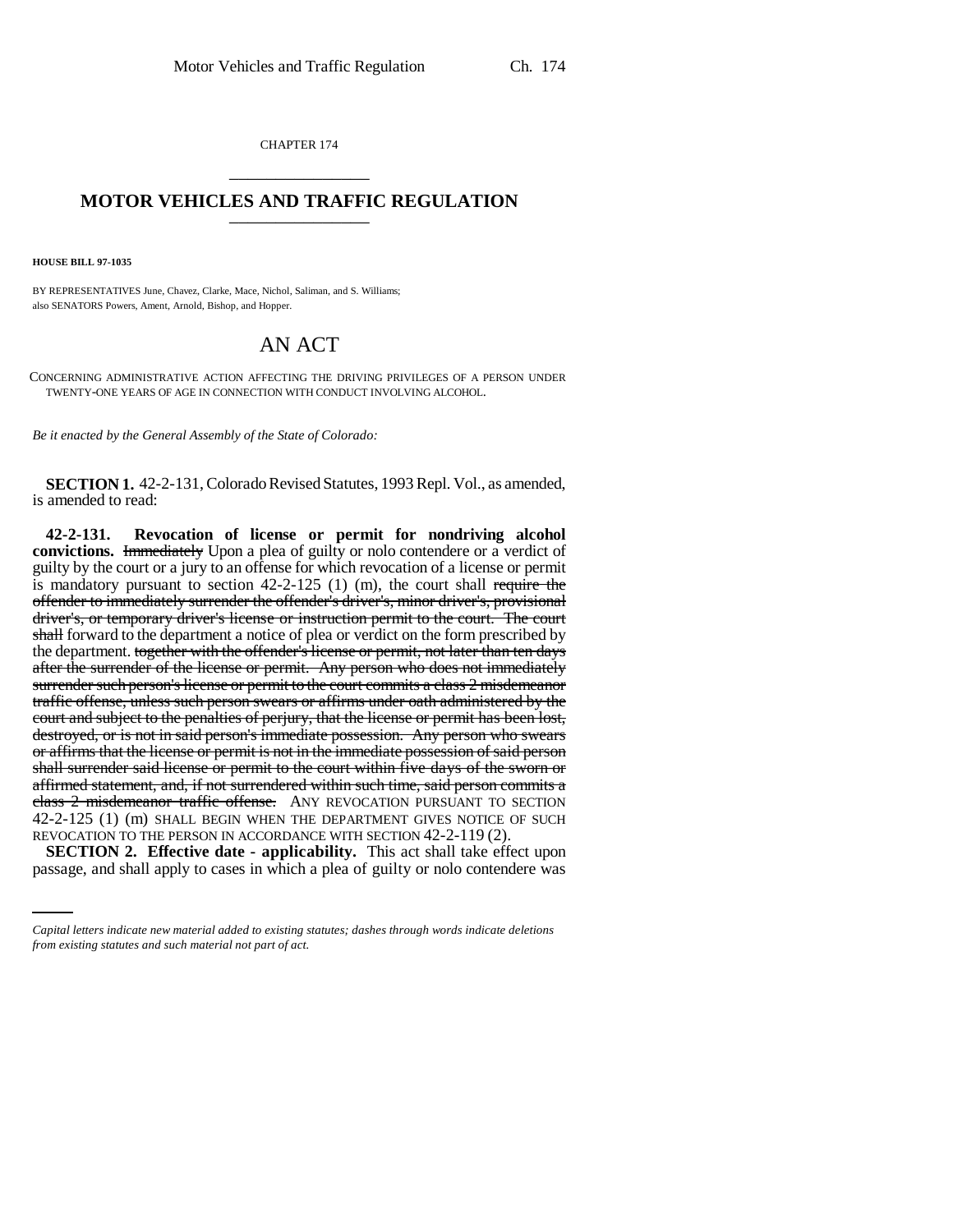CHAPTER 174

# MOTOR VEHICLES AND TRAFFIC REGULATION

**HOUSE BILL 97-1035**

BY REPRESENTATIVES June, Chavez, Clarke, Mace, Nichol, Saliman, and S. Williams;
also SENATORS Powers, Ament, Arnold, Bishop, and Hopper.

## AN ACT

CONCERNING ADMINISTRATIVE ACTION AFFECTING THE DRIVING PRIVILEGES OF A PERSON UNDER TWENTY-ONE YEARS OF AGE IN CONNECTION WITH CONDUCT INVOLVING ALCOHOL.

*Be it enacted by the General Assembly of the State of Colorado:*

**SECTION 1.** 42-2-131, Colorado Revised Statutes, 1993 Repl. Vol., as amended, is amended to read:

**42-2-131. Revocation of license or permit for nondriving alcohol convictions.** ~~Immediately~~ Upon a plea of guilty or nolo contendere or a verdict of guilty by the court or a jury to an offense for which revocation of a license or permit is mandatory pursuant to section 42-2-125 (1) (m), the court shall ~~require the offender to immediately surrender the offender's driver's, minor driver's, provisional driver's, or temporary driver's license or instruction permit to the court. The court shall~~ forward to the department a notice of plea or verdict on the form prescribed by the department. ~~together with the offender's license or permit, not later than ten days after the surrender of the license or permit. Any person who does not immediately surrender such person's license or permit to the court commits a class 2 misdemeanor traffic offense, unless such person swears or affirms under oath administered by the court and subject to the penalties of perjury, that the license or permit has been lost, destroyed, or is not in said person's immediate possession. Any person who swears or affirms that the license or permit is not in the immediate possession of said person shall surrender said license or permit to the court within five days of the sworn or affirmed statement, and, if not surrendered within such time, said person commits a class 2 misdemeanor traffic offense.~~ ANY REVOCATION PURSUANT TO SECTION 42-2-125 (1) (m) SHALL BEGIN WHEN THE DEPARTMENT GIVES NOTICE OF SUCH REVOCATION TO THE PERSON IN ACCORDANCE WITH SECTION 42-2-119 (2).

**SECTION 2. Effective date - applicability.** This act shall take effect upon passage, and shall apply to cases in which a plea of guilty or nolo contendere was

*Capital letters indicate new material added to existing statutes; dashes through words indicate deletions from existing statutes and such material not part of act.*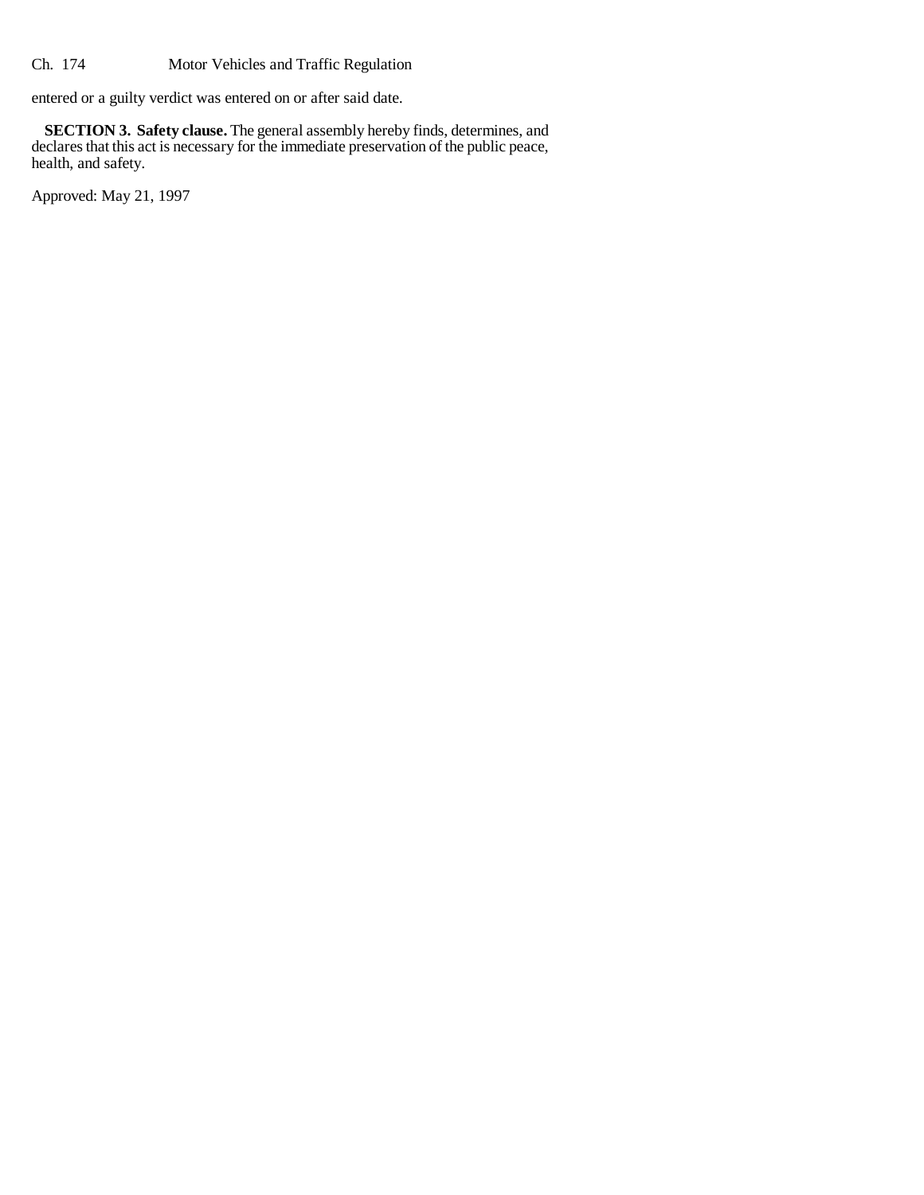entered or a guilty verdict was entered on or after said date.

**SECTION 3. Safety clause.** The general assembly hereby finds, determines, and declares that this act is necessary for the immediate preservation of the public peace, health, and safety.

Approved: May 21, 1997